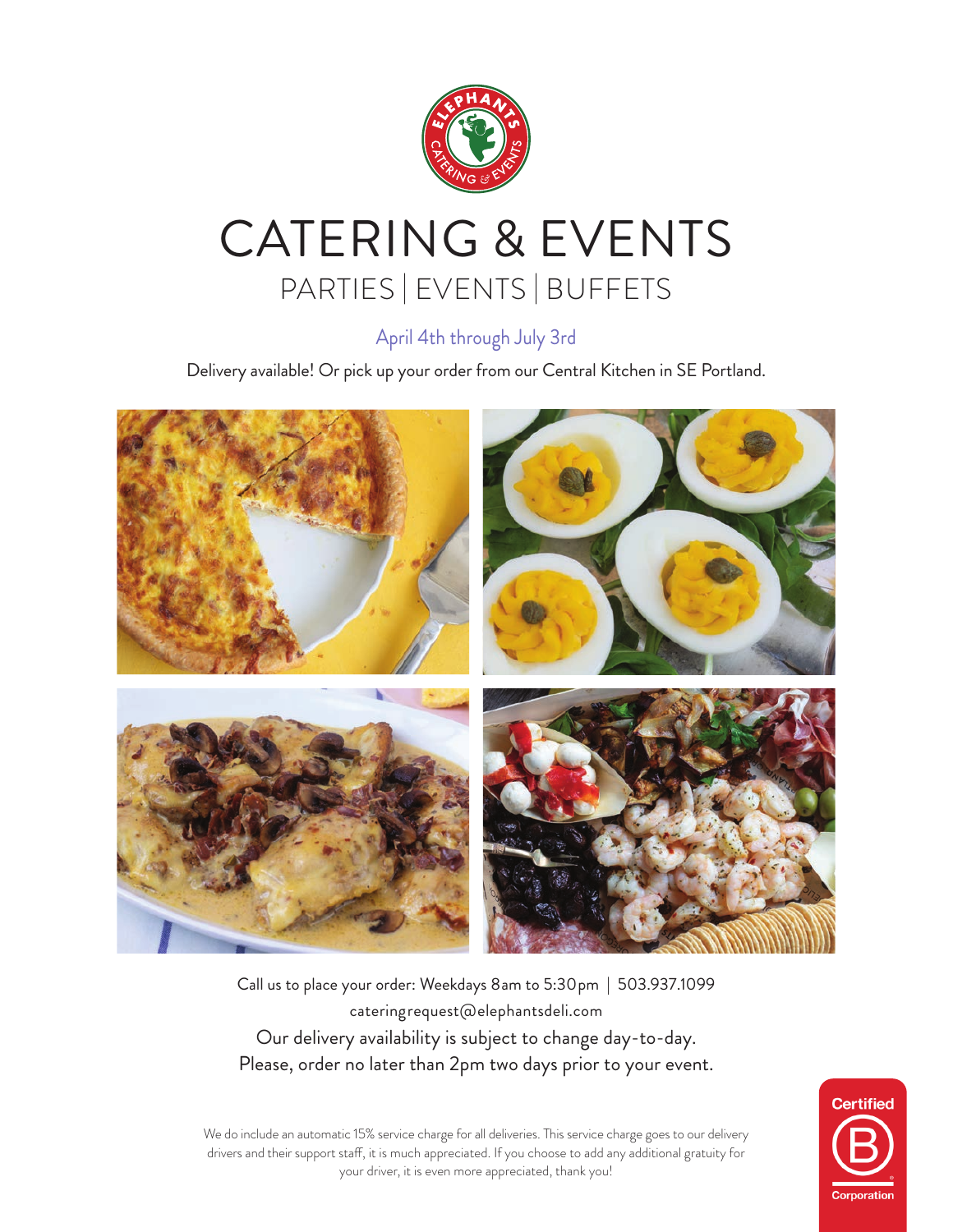# CATERING & EVENTS

## PARTIES | EVENTS | BUFFETS

April 4th through July 3rd

Delivery available! Or pick up your order from our Central Kitchen in SE Portland.

Call us to place your order: Weekdays 8am to 5:30pm | 503.937.1099

cateringrequest@elephantsdeli.com

Our delivery availability is subject to change day-to-day.

Please, order no later than 2pm two days prior to your event.

We do include an automatic 15% service charge for all deliveries. This service charge goes to our delivery drivers and their support staff, it is much appreciated. If you choose to add any additional gratuity for your driver, it is even more appreciated, thank you!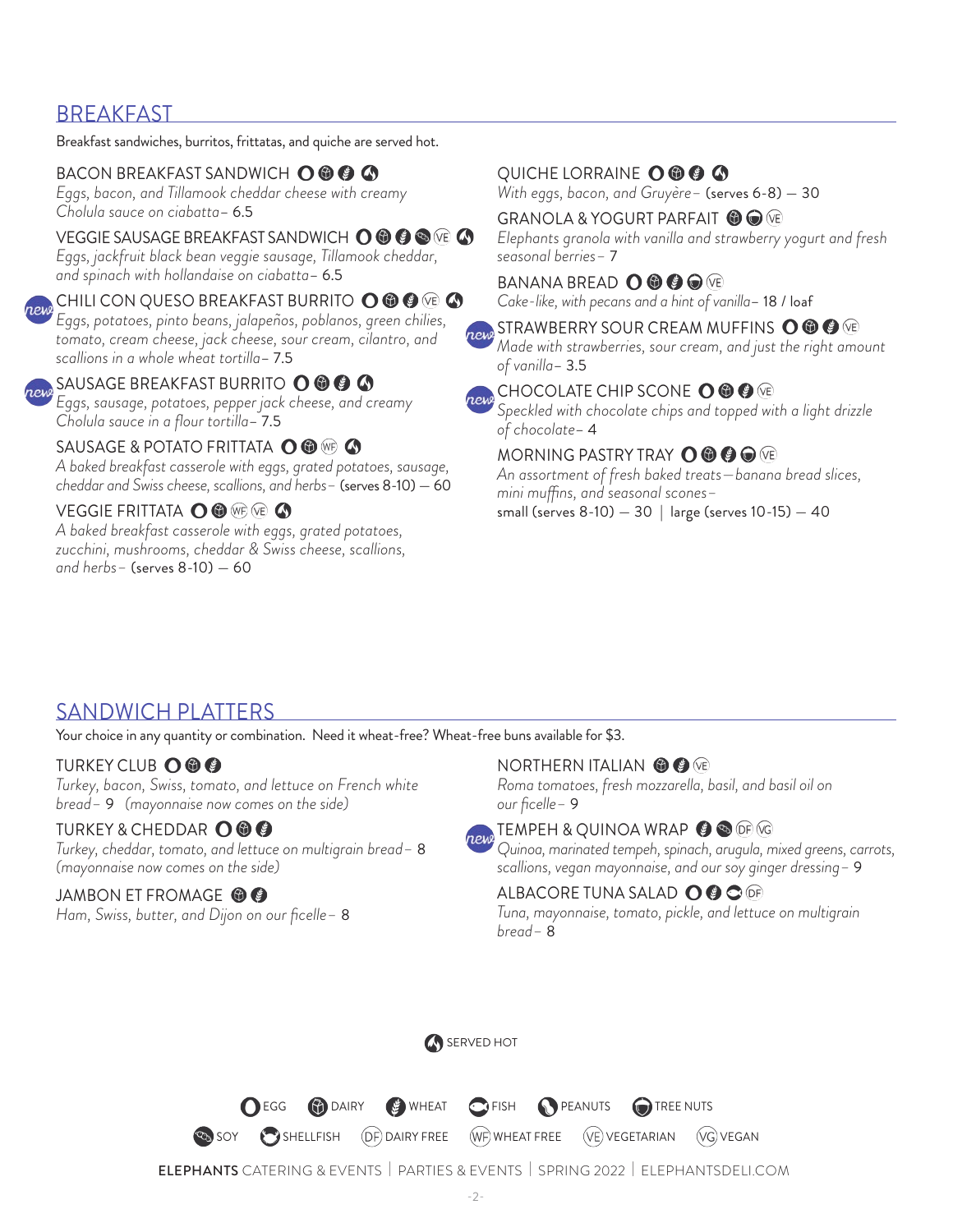## BREAKFAST

Breakfast sandwiches, burritos, frittatas, and quiche are served hot.

**BACON BREAKFAST SANDWICH**
*Eggs, bacon, and Tillamook cheddar cheese with creamy Cholula sauce on ciabatta* – 6.5

**VEGGIE SAUSAGE BREAKFAST SANDWICH** (VE)
*Eggs, jackfruit black bean veggie sausage, Tillamook cheddar, and spinach with hollandaise on ciabatta* – 6.5

new **CHILI CON QUESO BREAKFAST BURRITO** (VE)
*Eggs, potatoes, pinto beans, jalapeños, poblanos, green chilies, tomato, cream cheese, jack cheese, sour cream, cilantro, and scallions in a whole wheat tortilla* – 7.5

new **SAUSAGE BREAKFAST BURRITO**
*Eggs, sausage, potatoes, pepper jack cheese, and creamy Cholula sauce in a flour tortilla* – 7.5

**SAUSAGE & POTATO FRITTATA** (WF)
*A baked breakfast casserole with eggs, grated potatoes, sausage, cheddar and Swiss cheese, scallions, and herbs* – (serves 8-10) — 60

**VEGGIE FRITTATA** (WF) (VE)
*A baked breakfast casserole with eggs, grated potatoes, zucchini, mushrooms, cheddar & Swiss cheese, scallions, and herbs* – (serves 8-10) — 60

**QUICHE LORRAINE**
*With eggs, bacon, and Gruyère* – (serves 6-8) — 30

**GRANOLA & YOGURT PARFAIT** (VE)
*Elephants granola with vanilla and strawberry yogurt and fresh seasonal berries* – 7

**BANANA BREAD** (VE)
*Cake-like, with pecans and a hint of vanilla* – 18 / loaf

new **STRAWBERRY SOUR CREAM MUFFINS** (VE)
*Made with strawberries, sour cream, and just the right amount of vanilla* – 3.5

new **CHOCOLATE CHIP SCONE** (VE)
*Speckled with chocolate chips and topped with a light drizzle of chocolate* – 4

**MORNING PASTRY TRAY** (VE)
*An assortment of fresh baked treats—banana bread slices, mini muffins, and seasonal scones* –
small (serves 8-10) — 30 | large (serves 10-15) — 40

## SANDWICH PLATTERS

Your choice in any quantity or combination. Need it wheat-free? Wheat-free buns available for $3.

**TURKEY CLUB**
*Turkey, bacon, Swiss, tomato, and lettuce on French white bread* – 9 *(mayonnaise now comes on the side)*

**TURKEY & CHEDDAR**
*Turkey, cheddar, tomato, and lettuce on multigrain bread* – 8 *(mayonnaise now comes on the side)*

**JAMBON ET FROMAGE**
*Ham, Swiss, butter, and Dijon on our ficelle* – 8

**NORTHERN ITALIAN** (VE)
*Roma tomatoes, fresh mozzarella, basil, and basil oil on our ficelle* – 9

new **TEMPEH & QUINOA WRAP** (DF) (VG)
*Quinoa, marinated tempeh, spinach, arugula, mixed greens, carrots, scallions, vegan mayonnaise, and our soy ginger dressing* – 9

**ALBACORE TUNA SALAD** (DF)
*Tuna, mayonnaise, tomato, pickle, and lettuce on multigrain bread* – 8

SERVED HOT

EGG | DAIRY | WHEAT | FISH | PEANUTS | TREE NUTS
SOY | SHELLFISH | (DF) DAIRY FREE | (WF) WHEAT FREE | (VE) VEGETARIAN | (VG) VEGAN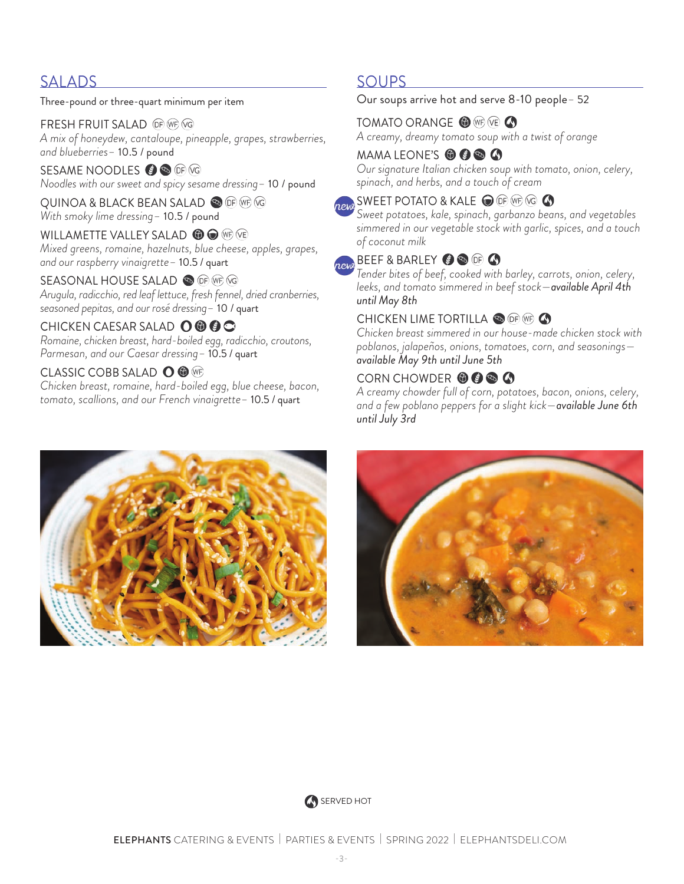## SALADS

Three-pound or three-quart minimum per item

FRESH FRUIT SALAD (DF) (WF) (VG)
*A mix of honeydew, cantaloupe, pineapple, grapes, strawberries, and blueberries* – 10.5 / pound

SESAME NOODLES (DF) (VG)
*Noodles with our sweet and spicy sesame dressing* – 10 / pound

QUINOA & BLACK BEAN SALAD (DF) (WF) (VG)
*With smoky lime dressing* – 10.5 / pound

WILLAMETTE VALLEY SALAD (WF) (VE)
*Mixed greens, romaine, hazelnuts, blue cheese, apples, grapes, and our raspberry vinaigrette* – 10.5 / quart

SEASONAL HOUSE SALAD (DF) (WF) (VG)
*Arugula, radicchio, red leaf lettuce, fresh fennel, dried cranberries, seasoned pepitas, and our rosé dressing* – 10 / quart

CHICKEN CAESAR SALAD
*Romaine, chicken breast, hard-boiled egg, radicchio, croutons, Parmesan, and our Caesar dressing* – 10.5 / quart

CLASSIC COBB SALAD (WF)
*Chicken breast, romaine, hard-boiled egg, blue cheese, bacon, tomato, scallions, and our French vinaigrette* – 10.5 / quart

## SOUPS

Our soups arrive hot and serve 8-10 people – 52

TOMATO ORANGE (WF) (VE)
*A creamy, dreamy tomato soup with a twist of orange*

MAMA LEONE'S
*Our signature Italian chicken soup with tomato, onion, celery, spinach, and herbs, and a touch of cream*

*new* SWEET POTATO & KALE (DF) (WF) (VG)
*Sweet potatoes, kale, spinach, garbanzo beans, and vegetables simmered in our vegetable stock with garlic, spices, and a touch of coconut milk*

*new* BEEF & BARLEY (DF)
*Tender bites of beef, cooked with barley, carrots, onion, celery, leeks, and tomato simmered in beef stock—**available April 4th until May 8th***

CHICKEN LIME TORTILLA (DF) (WF)
*Chicken breast simmered in our house-made chicken stock with poblanos, jalapeños, onions, tomatoes, corn, and seasonings—**available May 9th until June 5th***

CORN CHOWDER
*A creamy chowder full of corn, potatoes, bacon, onions, celery, and a few poblano peppers for a slight kick—**available June 6th until July 3rd***

SERVED HOT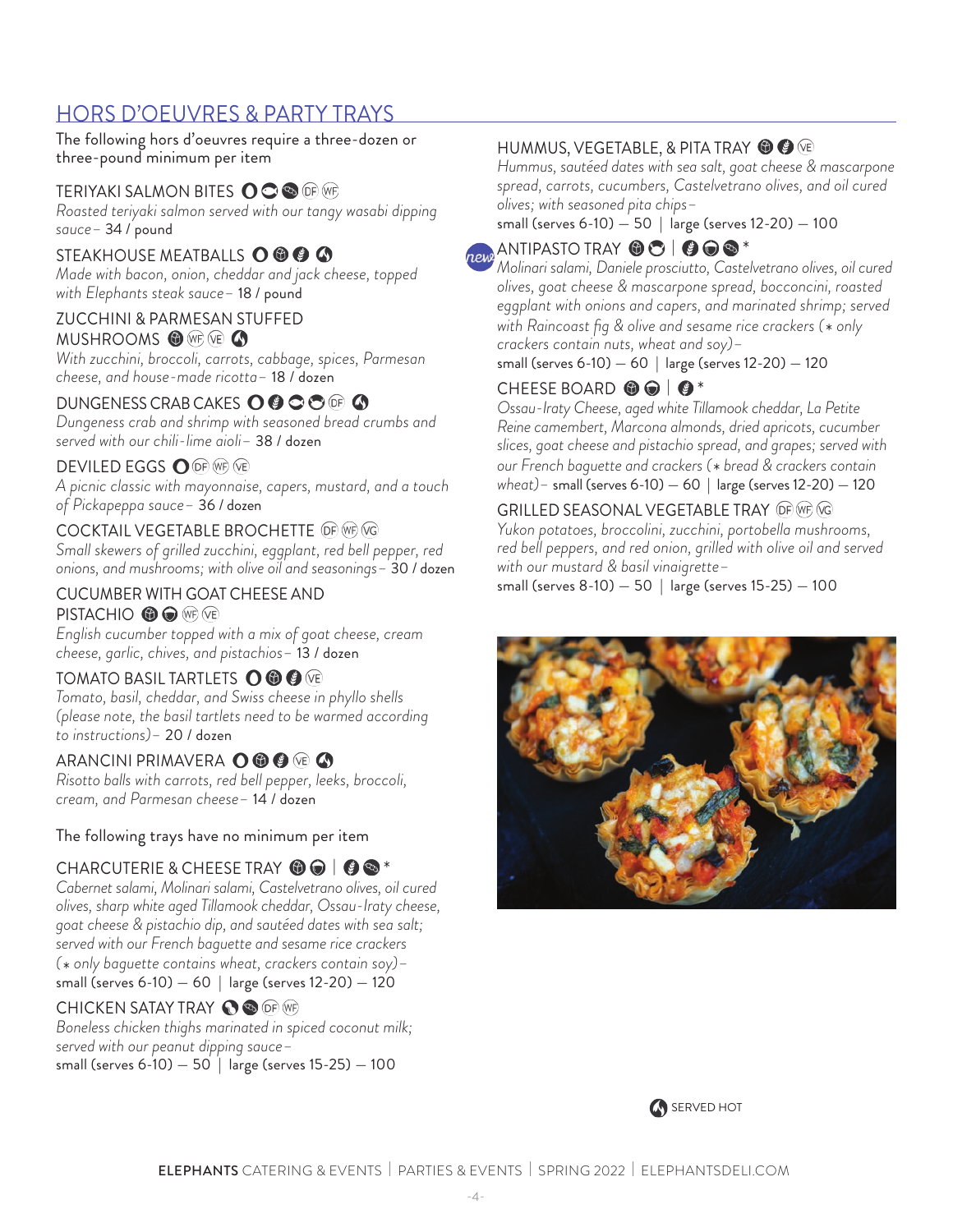## HORS D'OEUVRES & PARTY TRAYS

The following hors d'oeuvres require a three-dozen or three-pound minimum per item

### TERIYAKI SALMON BITES DF WF

*Roasted teriyaki salmon served with our tangy wasabi dipping sauce* – 34 / pound

### STEAKHOUSE MEATBALLS

*Made with bacon, onion, cheddar and jack cheese, topped with Elephants steak sauce* – 18 / pound

### ZUCCHINI & PARMESAN STUFFED MUSHROOMS WF VE

*With zucchini, broccoli, carrots, cabbage, spices, Parmesan cheese, and house-made ricotta* – 18 / dozen

### DUNGENESS CRAB CAKES DF

*Dungeness crab and shrimp with seasoned bread crumbs and served with our chili-lime aioli* – 38 / dozen

### DEVILED EGGS DF WF VE

*A picnic classic with mayonnaise, capers, mustard, and a touch of Pickapeppa sauce* – 36 / dozen

### COCKTAIL VEGETABLE BROCHETTE DF WF VG

*Small skewers of grilled zucchini, eggplant, red bell pepper, red onions, and mushrooms; with olive oil and seasonings* – 30 / dozen

### CUCUMBER WITH GOAT CHEESE AND PISTACHIO WF VE

*English cucumber topped with a mix of goat cheese, cream cheese, garlic, chives, and pistachios* – 13 / dozen

### TOMATO BASIL TARTLETS VE

*Tomato, basil, cheddar, and Swiss cheese in phyllo shells (please note, the basil tartlets need to be warmed according to instructions)* – 20 / dozen

### ARANCINI PRIMAVERA VE

*Risotto balls with carrots, red bell pepper, leeks, broccoli, cream, and Parmesan cheese* – 14 / dozen

The following trays have no minimum per item

### CHARCUTERIE & CHEESE TRAY *

*Cabernet salami, Molinari salami, Castelvetrano olives, oil cured olives, sharp white aged Tillamook cheddar, Ossau-Iraty cheese, goat cheese & pistachio dip, and sautéed dates with sea salt; served with our French baguette and sesame rice crackers (* only baguette contains wheat, crackers contain soy)* –
small (serves 6-10) — 60 | large (serves 12-20) — 120

### CHICKEN SATAY TRAY DF WF

*Boneless chicken thighs marinated in spiced coconut milk; served with our peanut dipping sauce* –
small (serves 6-10) — 50 | large (serves 15-25) — 100

### HUMMUS, VEGETABLE, & PITA TRAY VE

*Hummus, sautéed dates with sea salt, goat cheese & mascarpone spread, carrots, cucumbers, Castelvetrano olives, and oil cured olives; with seasoned pita chips* –
small (serves 6-10) — 50 | large (serves 12-20) — 100

### new ANTIPASTO TRAY *

*Molinari salami, Daniele prosciutto, Castelvetrano olives, oil cured olives, goat cheese & mascarpone spread, bocconcini, roasted eggplant with onions and capers, and marinated shrimp; served with Raincoast fig & olive and sesame rice crackers (* only crackers contain nuts, wheat and soy)* –
small (serves 6-10) — 60 | large (serves 12-20) — 120

### CHEESE BOARD *

*Ossau-Iraty Cheese, aged white Tillamook cheddar, La Petite Reine camembert, Marcona almonds, dried apricots, cucumber slices, goat cheese and pistachio spread, and grapes; served with our French baguette and crackers (* bread & crackers contain wheat)* – small (serves 6-10) — 60 | large (serves 12-20) — 120

### GRILLED SEASONAL VEGETABLE TRAY DF WF VG

*Yukon potatoes, broccolini, zucchini, portobella mushrooms, red bell peppers, and red onion, grilled with olive oil and served with our mustard & basil vinaigrette* –
small (serves 8-10) — 50 | large (serves 15-25) — 100

SERVED HOT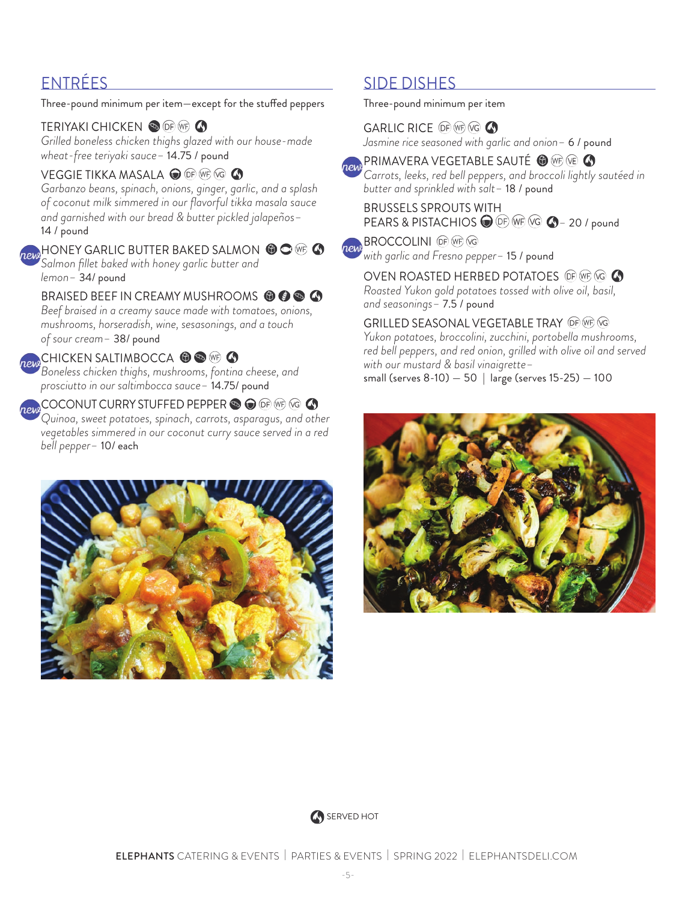## ENTRÉES

Three-pound minimum per item—except for the stuffed peppers

**TERIYAKI CHICKEN** DF WF
*Grilled boneless chicken thighs glazed with our house-made wheat-free teriyaki sauce* – 14.75 / pound

**VEGGIE TIKKA MASALA** DF WF VG
*Garbanzo beans, spinach, onions, ginger, garlic, and a splash of coconut milk simmered in our flavorful tikka masala sauce and garnished with our bread & butter pickled jalapeños* – 14 / pound

new **HONEY GARLIC BUTTER BAKED SALMON** WF
*Salmon fillet baked with honey garlic butter and lemon* – 34/ pound

**BRAISED BEEF IN CREAMY MUSHROOMS**
*Beef braised in a creamy sauce made with tomatoes, onions, mushrooms, horseradish, wine, sesasonings, and a touch of sour cream* – 38/ pound

new **CHICKEN SALTIMBOCCA** WF
*Boneless chicken thighs, mushrooms, fontina cheese, and prosciutto in our saltimbocca sauce* – 14.75/ pound

new **COCONUT CURRY STUFFED PEPPER** DF WF VG
*Quinoa, sweet potatoes, spinach, carrots, asparagus, and other vegetables simmered in our coconut curry sauce served in a red bell pepper* – 10/ each

## SIDE DISHES

Three-pound minimum per item

**GARLIC RICE** DF WF VG
*Jasmine rice seasoned with garlic and onion* – 6 / pound

new **PRIMAVERA VEGETABLE SAUTÉ** WF VE
*Carrots, leeks, red bell peppers, and broccoli lightly sautéed in butter and sprinkled with salt* – 18 / pound

**BRUSSELS SPROUTS WITH PEARS & PISTACHIOS** DF WF VG – 20 / pound

new **BROCCOLINI** DF WF VG
*with garlic and Fresno pepper* – 15 / pound

**OVEN ROASTED HERBED POTATOES** DF WF VG
*Roasted Yukon gold potatoes tossed with olive oil, basil, and seasonings* – 7.5 / pound

**GRILLED SEASONAL VEGETABLE TRAY** DF WF VG
*Yukon potatoes, broccolini, zucchini, portobella mushrooms, red bell peppers, and red onion, grilled with olive oil and served with our mustard & basil vinaigrette* –
small (serves 8-10) — 50 | large (serves 15-25) — 100

SERVED HOT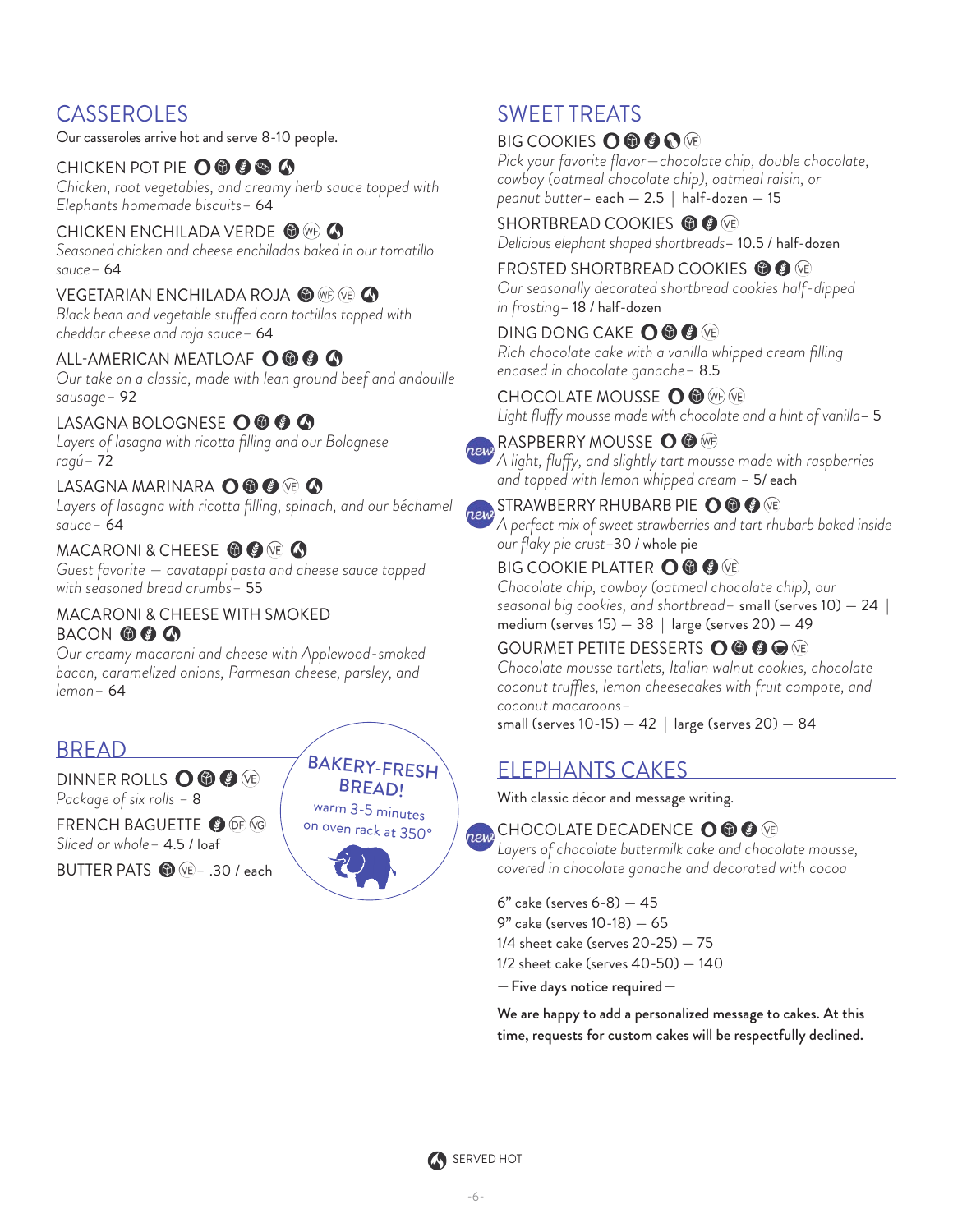## CASSEROLES

Our casseroles arrive hot and serve 8-10 people.

**CHICKEN POT PIE**
*Chicken, root vegetables, and creamy herb sauce topped with Elephants homemade biscuits* – 64

**CHICKEN ENCHILADA VERDE** WF
*Seasoned chicken and cheese enchiladas baked in our tomatillo sauce* – 64

**VEGETARIAN ENCHILADA ROJA** WF VE
*Black bean and vegetable stuffed corn tortillas topped with cheddar cheese and roja sauce* – 64

**ALL-AMERICAN MEATLOAF**
*Our take on a classic, made with lean ground beef and andouille sausage* – 92

**LASAGNA BOLOGNESE**
*Layers of lasagna with ricotta filling and our Bolognese ragú* – 72

**LASAGNA MARINARA** VE
*Layers of lasagna with ricotta filling, spinach, and our béchamel sauce* – 64

**MACARONI & CHEESE** VE
*Guest favorite — cavatappi pasta and cheese sauce topped with seasoned bread crumbs* – 55

**MACARONI & CHEESE WITH SMOKED BACON**
*Our creamy macaroni and cheese with Applewood-smoked bacon, caramelized onions, Parmesan cheese, parsley, and lemon* – 64

## BREAD

**DINNER ROLLS** VE
*Package of six rolls* – 8

**FRENCH BAGUETTE** DF VG
*Sliced or whole* – 4.5 / loaf

**BUTTER PATS** VE – .30 / each

BAKERY-FRESH BREAD!
warm 3-5 minutes on oven rack at 350°

## SWEET TREATS

**BIG COOKIES** VE
*Pick your favorite flavor—chocolate chip, double chocolate, cowboy (oatmeal chocolate chip), oatmeal raisin, or peanut butter* – each — 2.5 | half-dozen — 15

**SHORTBREAD COOKIES** VE
*Delicious elephant shaped shortbreads* – 10.5 / half-dozen

**FROSTED SHORTBREAD COOKIES** VE
*Our seasonally decorated shortbread cookies half-dipped in frosting* – 18 / half-dozen

**DING DONG CAKE** VE
*Rich chocolate cake with a vanilla whipped cream filling encased in chocolate ganache* – 8.5

**CHOCOLATE MOUSSE** WF VE
*Light fluffy mousse made with chocolate and a hint of vanilla* – 5

*new* **RASPBERRY MOUSSE** WF
*A light, fluffy, and slightly tart mousse made with raspberries and topped with lemon whipped cream* – 5/ each

*new* **STRAWBERRY RHUBARB PIE** VE
*A perfect mix of sweet strawberries and tart rhubarb baked inside our flaky pie crust* –30 / whole pie

**BIG COOKIE PLATTER** VE
*Chocolate chip, cowboy (oatmeal chocolate chip), our seasonal big cookies, and shortbread* – small (serves 10) — 24 | medium (serves 15) — 38 | large (serves 20) — 49

**GOURMET PETITE DESSERTS** VE
*Chocolate mousse tartlets, Italian walnut cookies, chocolate coconut truffles, lemon cheesecakes with fruit compote, and coconut macaroons* –
small (serves 10-15) — 42 | large (serves 20) — 84

## ELEPHANTS CAKES

With classic décor and message writing.

*new* **CHOCOLATE DECADENCE** VE
*Layers of chocolate buttermilk cake and chocolate mousse, covered in chocolate ganache and decorated with cocoa*

6" cake (serves 6-8) — 45
9" cake (serves 10-18) — 65
1/4 sheet cake (serves 20-25) — 75
1/2 sheet cake (serves 40-50) — 140

— Five days notice required —

We are happy to add a personalized message to cakes. At this time, requests for custom cakes will be respectfully declined.

SERVED HOT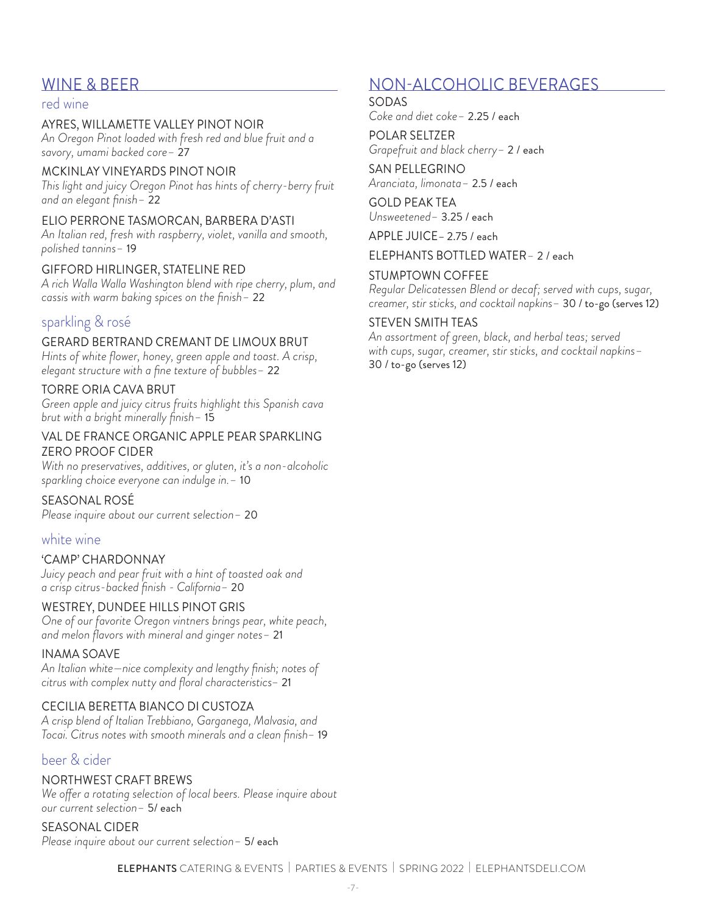## WINE & BEER

### red wine

AYRES, WILLAMETTE VALLEY PINOT NOIR
*An Oregon Pinot loaded with fresh red and blue fruit and a savory, umami backed core* – 27

MCKINLAY VINEYARDS PINOT NOIR
*This light and juicy Oregon Pinot has hints of cherry-berry fruit and an elegant finish* – 22

ELIO PERRONE TASMORCAN, BARBERA D'ASTI
*An Italian red, fresh with raspberry, violet, vanilla and smooth, polished tannins* – 19

GIFFORD HIRLINGER, STATELINE RED
*A rich Walla Walla Washington blend with ripe cherry, plum, and cassis with warm baking spices on the finish* – 22

### sparkling & rosé

GERARD BERTRAND CREMANT DE LIMOUX BRUT
*Hints of white flower, honey, green apple and toast. A crisp, elegant structure with a fine texture of bubbles* – 22

TORRE ORIA CAVA BRUT
*Green apple and juicy citrus fruits highlight this Spanish cava brut with a bright minerally finish* – 15

VAL DE FRANCE ORGANIC APPLE PEAR SPARKLING ZERO PROOF CIDER
*With no preservatives, additives, or gluten, it's a non-alcoholic sparkling choice everyone can indulge in.* – 10

SEASONAL ROSÉ
*Please inquire about our current selection* – 20

### white wine

'CAMP' CHARDONNAY
*Juicy peach and pear fruit with a hint of toasted oak and a crisp citrus-backed finish - California* – 20

WESTREY, DUNDEE HILLS PINOT GRIS
*One of our favorite Oregon vintners brings pear, white peach, and melon flavors with mineral and ginger notes* – 21

INAMA SOAVE
*An Italian white—nice complexity and lengthy finish; notes of citrus with complex nutty and floral characteristics* – 21

CECILIA BERETTA BIANCO DI CUSTOZA
*A crisp blend of Italian Trebbiano, Garganega, Malvasia, and Tocai. Citrus notes with smooth minerals and a clean finish* – 19

### beer & cider

NORTHWEST CRAFT BREWS
*We offer a rotating selection of local beers. Please inquire about our current selection* – 5/ each

SEASONAL CIDER
*Please inquire about our current selection* – 5/ each

## NON-ALCOHOLIC BEVERAGES

SODAS
*Coke and diet coke* – 2.25 / each

POLAR SELTZER
*Grapefruit and black cherry* – 2 / each

SAN PELLEGRINO
*Aranciata, limonata* – 2.5 / each

GOLD PEAK TEA
*Unsweetened* – 3.25 / each

APPLE JUICE – 2.75 / each

ELEPHANTS BOTTLED WATER – 2 / each

STUMPTOWN COFFEE
*Regular Delicatessen Blend or decaf; served with cups, sugar, creamer, stir sticks, and cocktail napkins* – 30 / to-go (serves 12)

STEVEN SMITH TEAS
*An assortment of green, black, and herbal teas; served with cups, sugar, creamer, stir sticks, and cocktail napkins* – 30 / to-go (serves 12)